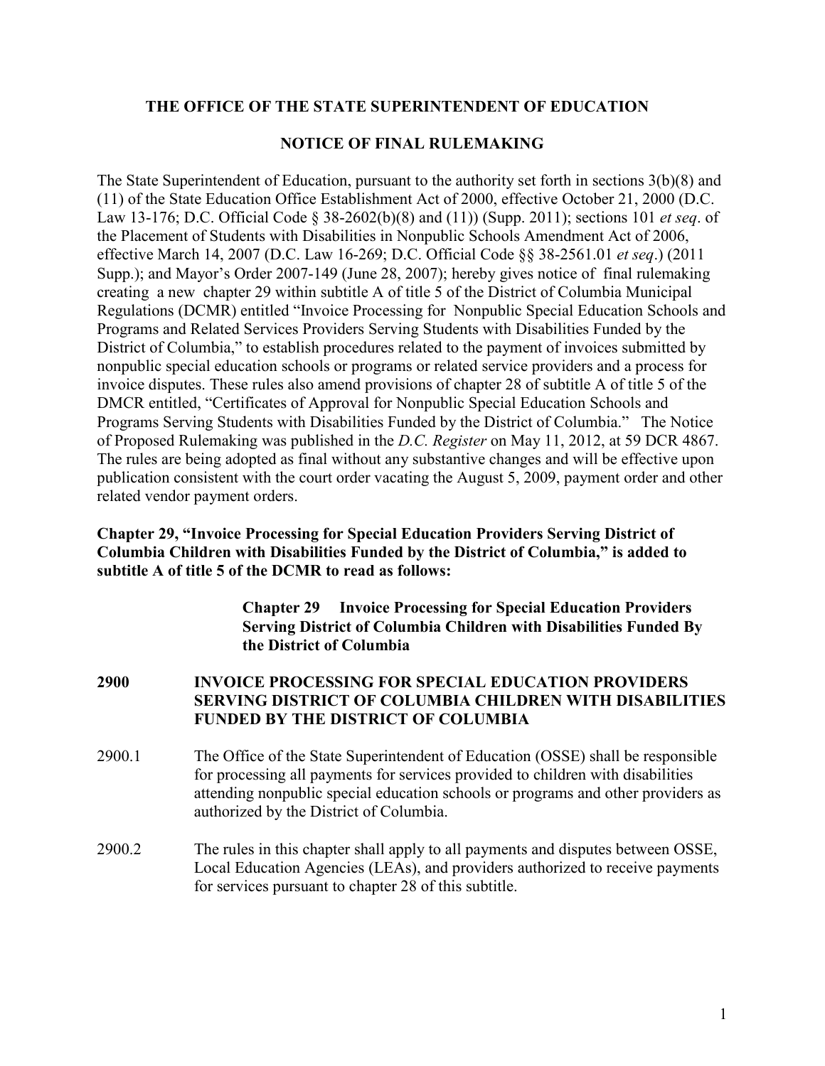**THE OFFICE OF THE STATE SUPERINTENDENT OF EDUCATION**

**NOTICE OF FINAL RULEMAKING**

The State Superintendent of Education, pursuant to the authority set forth in sections 3(b)(8) and (11) of the State Education Office Establishment Act of 2000, effective October 21, 2000 (D.C. Law 13-176; D.C. Official Code § 38-2602(b)(8) and (11)) (Supp. 2011); sections 101 *et seq*. of the Placement of Students with Disabilities in Nonpublic Schools Amendment Act of 2006, effective March 14, 2007 (D.C. Law 16-269; D.C. Official Code §§ 38-2561.01 *et seq*.) (2011 Supp.); and Mayor's Order 2007-149 (June 28, 2007); hereby gives notice of final rulemaking creating a new chapter 29 within subtitle A of title 5 of the District of Columbia Municipal Regulations (DCMR) entitled "Invoice Processing for Nonpublic Special Education Schools and Programs and Related Services Providers Serving Students with Disabilities Funded by the District of Columbia," to establish procedures related to the payment of invoices submitted by nonpublic special education schools or programs or related service providers and a process for invoice disputes. These rules also amend provisions of chapter 28 of subtitle A of title 5 of the DMCR entitled, "Certificates of Approval for Nonpublic Special Education Schools and Programs Serving Students with Disabilities Funded by the District of Columbia." The Notice of Proposed Rulemaking was published in the *D.C. Register* on May 11, 2012, at 59 DCR 4867. The rules are being adopted as final without any substantive changes and will be effective upon publication consistent with the court order vacating the August 5, 2009, payment order and other related vendor payment orders.

**Chapter 29, "Invoice Processing for Special Education Providers Serving District of Columbia Children with Disabilities Funded by the District of Columbia," is added to subtitle A of title 5 of the DCMR to read as follows:**

**Chapter 29 Invoice Processing for Special Education Providers Serving District of Columbia Children with Disabilities Funded By the District of Columbia**

**2900 INVOICE PROCESSING FOR SPECIAL EDUCATION PROVIDERS SERVING DISTRICT OF COLUMBIA CHILDREN WITH DISABILITIES FUNDED BY THE DISTRICT OF COLUMBIA**

2900.1 The Office of the State Superintendent of Education (OSSE) shall be responsible for processing all payments for services provided to children with disabilities attending nonpublic special education schools or programs and other providers as authorized by the District of Columbia.

2900.2 The rules in this chapter shall apply to all payments and disputes between OSSE, Local Education Agencies (LEAs), and providers authorized to receive payments for services pursuant to chapter 28 of this subtitle.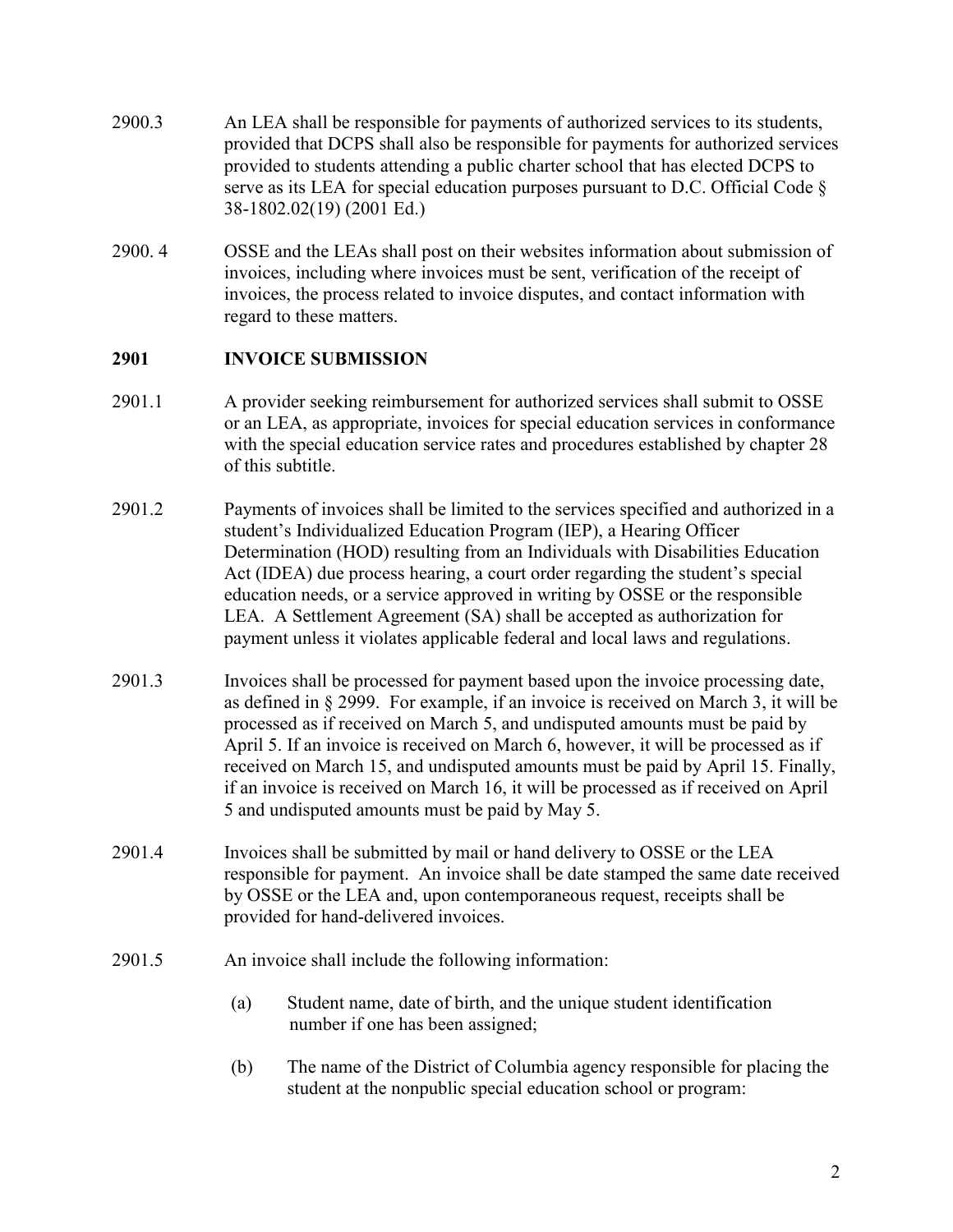2900.3 An LEA shall be responsible for payments of authorized services to its students, provided that DCPS shall also be responsible for payments for authorized services provided to students attending a public charter school that has elected DCPS to serve as its LEA for special education purposes pursuant to D.C. Official Code § 38-1802.02(19) (2001 Ed.)

2900. 4 OSSE and the LEAs shall post on their websites information about submission of invoices, including where invoices must be sent, verification of the receipt of invoices, the process related to invoice disputes, and contact information with regard to these matters.

## 2901 INVOICE SUBMISSION

2901.1 A provider seeking reimbursement for authorized services shall submit to OSSE or an LEA, as appropriate, invoices for special education services in conformance with the special education service rates and procedures established by chapter 28 of this subtitle.

2901.2 Payments of invoices shall be limited to the services specified and authorized in a student's Individualized Education Program (IEP), a Hearing Officer Determination (HOD) resulting from an Individuals with Disabilities Education Act (IDEA) due process hearing, a court order regarding the student's special education needs, or a service approved in writing by OSSE or the responsible LEA. A Settlement Agreement (SA) shall be accepted as authorization for payment unless it violates applicable federal and local laws and regulations.

2901.3 Invoices shall be processed for payment based upon the invoice processing date, as defined in § 2999. For example, if an invoice is received on March 3, it will be processed as if received on March 5, and undisputed amounts must be paid by April 5. If an invoice is received on March 6, however, it will be processed as if received on March 15, and undisputed amounts must be paid by April 15. Finally, if an invoice is received on March 16, it will be processed as if received on April 5 and undisputed amounts must be paid by May 5.

2901.4 Invoices shall be submitted by mail or hand delivery to OSSE or the LEA responsible for payment. An invoice shall be date stamped the same date received by OSSE or the LEA and, upon contemporaneous request, receipts shall be provided for hand-delivered invoices.

2901.5 An invoice shall include the following information:

(a) Student name, date of birth, and the unique student identification number if one has been assigned;

(b) The name of the District of Columbia agency responsible for placing the student at the nonpublic special education school or program: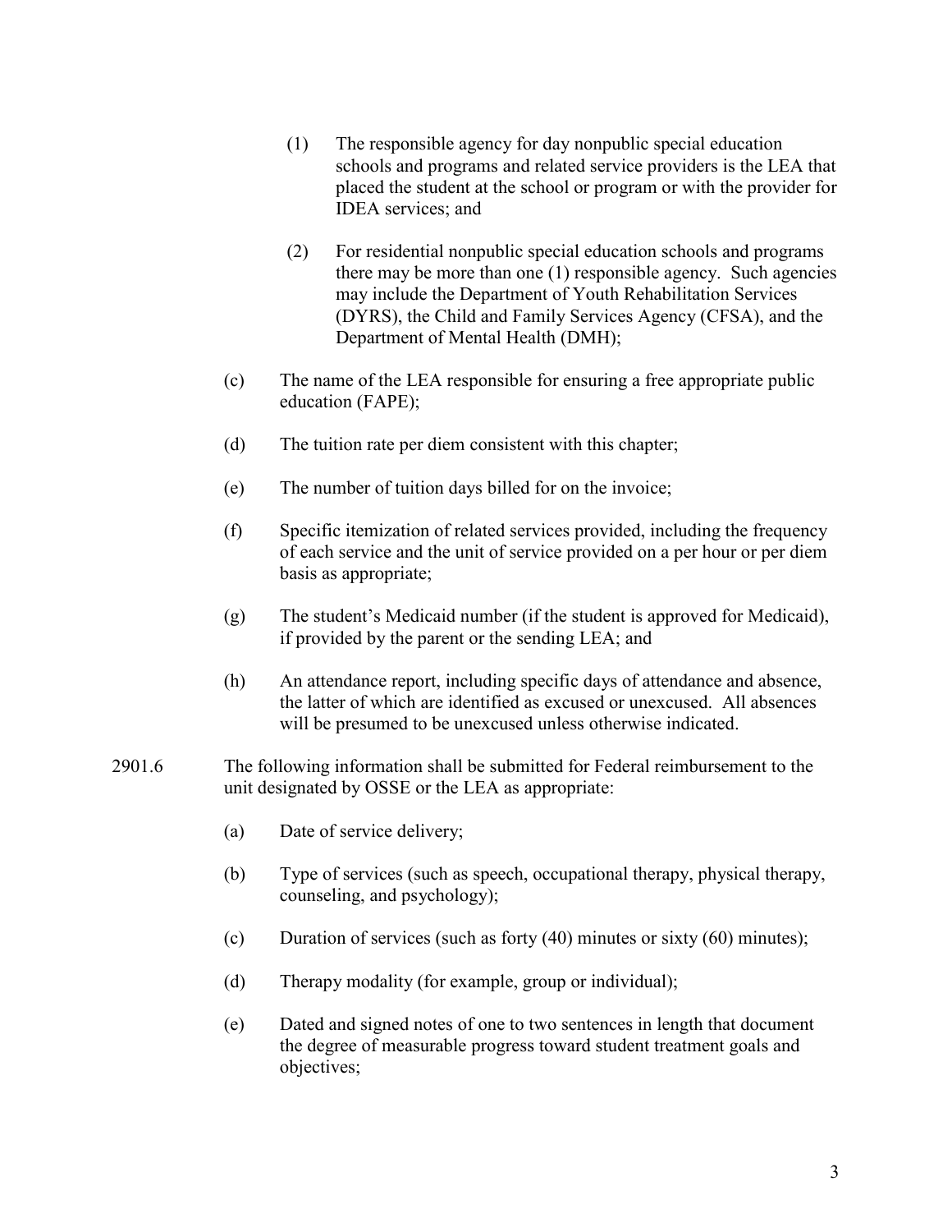(1) The responsible agency for day nonpublic special education schools and programs and related service providers is the LEA that placed the student at the school or program or with the provider for IDEA services; and

(2) For residential nonpublic special education schools and programs there may be more than one (1) responsible agency. Such agencies may include the Department of Youth Rehabilitation Services (DYRS), the Child and Family Services Agency (CFSA), and the Department of Mental Health (DMH);

(c) The name of the LEA responsible for ensuring a free appropriate public education (FAPE);

(d) The tuition rate per diem consistent with this chapter;

(e) The number of tuition days billed for on the invoice;

(f) Specific itemization of related services provided, including the frequency of each service and the unit of service provided on a per hour or per diem basis as appropriate;

(g) The student's Medicaid number (if the student is approved for Medicaid), if provided by the parent or the sending LEA; and

(h) An attendance report, including specific days of attendance and absence, the latter of which are identified as excused or unexcused. All absences will be presumed to be unexcused unless otherwise indicated.

2901.6 The following information shall be submitted for Federal reimbursement to the unit designated by OSSE or the LEA as appropriate:

(a) Date of service delivery;

(b) Type of services (such as speech, occupational therapy, physical therapy, counseling, and psychology);

(c) Duration of services (such as forty (40) minutes or sixty (60) minutes);

(d) Therapy modality (for example, group or individual);

(e) Dated and signed notes of one to two sentences in length that document the degree of measurable progress toward student treatment goals and objectives;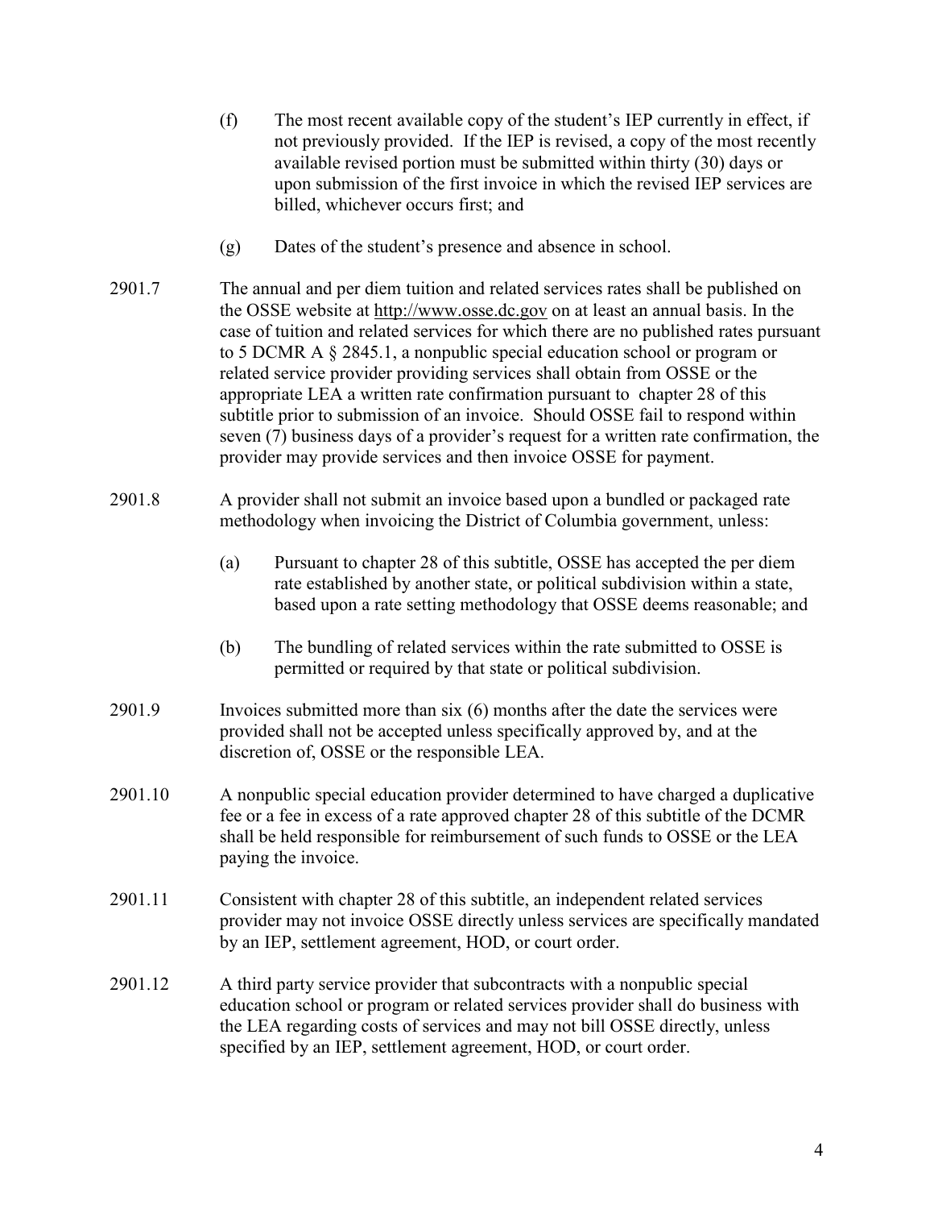(f) The most recent available copy of the student's IEP currently in effect, if not previously provided. If the IEP is revised, a copy of the most recently available revised portion must be submitted within thirty (30) days or upon submission of the first invoice in which the revised IEP services are billed, whichever occurs first; and

(g) Dates of the student's presence and absence in school.

2901.7 The annual and per diem tuition and related services rates shall be published on the OSSE website at http://www.osse.dc.gov on at least an annual basis. In the case of tuition and related services for which there are no published rates pursuant to 5 DCMR A § 2845.1, a nonpublic special education school or program or related service provider providing services shall obtain from OSSE or the appropriate LEA a written rate confirmation pursuant to chapter 28 of this subtitle prior to submission of an invoice. Should OSSE fail to respond within seven (7) business days of a provider's request for a written rate confirmation, the provider may provide services and then invoice OSSE for payment.

2901.8 A provider shall not submit an invoice based upon a bundled or packaged rate methodology when invoicing the District of Columbia government, unless:

(a) Pursuant to chapter 28 of this subtitle, OSSE has accepted the per diem rate established by another state, or political subdivision within a state, based upon a rate setting methodology that OSSE deems reasonable; and

(b) The bundling of related services within the rate submitted to OSSE is permitted or required by that state or political subdivision.

2901.9 Invoices submitted more than six (6) months after the date the services were provided shall not be accepted unless specifically approved by, and at the discretion of, OSSE or the responsible LEA.

2901.10 A nonpublic special education provider determined to have charged a duplicative fee or a fee in excess of a rate approved chapter 28 of this subtitle of the DCMR shall be held responsible for reimbursement of such funds to OSSE or the LEA paying the invoice.

2901.11 Consistent with chapter 28 of this subtitle, an independent related services provider may not invoice OSSE directly unless services are specifically mandated by an IEP, settlement agreement, HOD, or court order.

2901.12 A third party service provider that subcontracts with a nonpublic special education school or program or related services provider shall do business with the LEA regarding costs of services and may not bill OSSE directly, unless specified by an IEP, settlement agreement, HOD, or court order.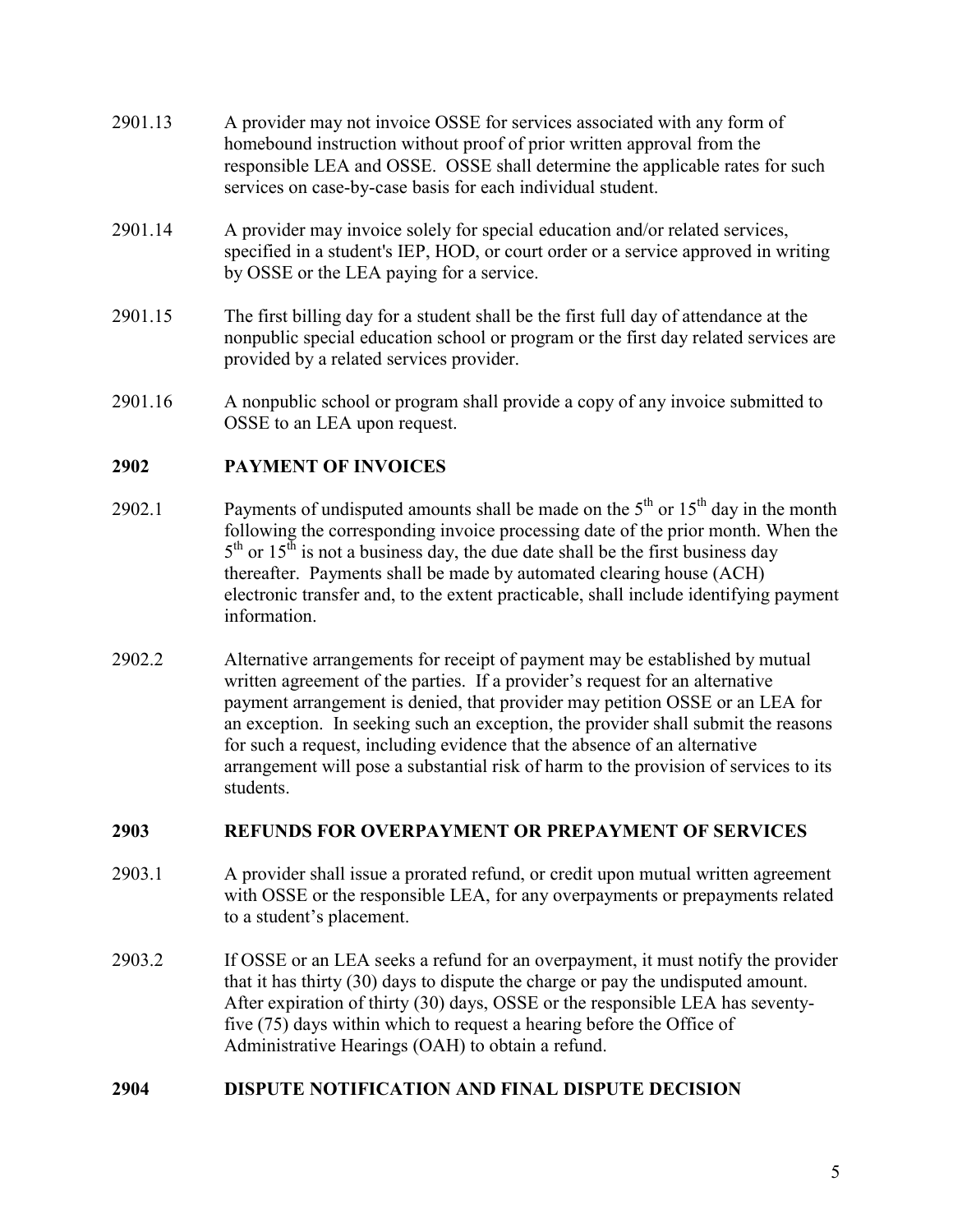2901.13 A provider may not invoice OSSE for services associated with any form of homebound instruction without proof of prior written approval from the responsible LEA and OSSE. OSSE shall determine the applicable rates for such services on case-by-case basis for each individual student.

2901.14 A provider may invoice solely for special education and/or related services, specified in a student's IEP, HOD, or court order or a service approved in writing by OSSE or the LEA paying for a service.

2901.15 The first billing day for a student shall be the first full day of attendance at the nonpublic special education school or program or the first day related services are provided by a related services provider.

2901.16 A nonpublic school or program shall provide a copy of any invoice submitted to OSSE to an LEA upon request.

## 2902 PAYMENT OF INVOICES

2902.1 Payments of undisputed amounts shall be made on the 5th or 15th day in the month following the corresponding invoice processing date of the prior month. When the 5th or 15th is not a business day, the due date shall be the first business day thereafter. Payments shall be made by automated clearing house (ACH) electronic transfer and, to the extent practicable, shall include identifying payment information.

2902.2 Alternative arrangements for receipt of payment may be established by mutual written agreement of the parties. If a provider's request for an alternative payment arrangement is denied, that provider may petition OSSE or an LEA for an exception. In seeking such an exception, the provider shall submit the reasons for such a request, including evidence that the absence of an alternative arrangement will pose a substantial risk of harm to the provision of services to its students.

## 2903 REFUNDS FOR OVERPAYMENT OR PREPAYMENT OF SERVICES

2903.1 A provider shall issue a prorated refund, or credit upon mutual written agreement with OSSE or the responsible LEA, for any overpayments or prepayments related to a student's placement.

2903.2 If OSSE or an LEA seeks a refund for an overpayment, it must notify the provider that it has thirty (30) days to dispute the charge or pay the undisputed amount. After expiration of thirty (30) days, OSSE or the responsible LEA has seventy-five (75) days within which to request a hearing before the Office of Administrative Hearings (OAH) to obtain a refund.

## 2904 DISPUTE NOTIFICATION AND FINAL DISPUTE DECISION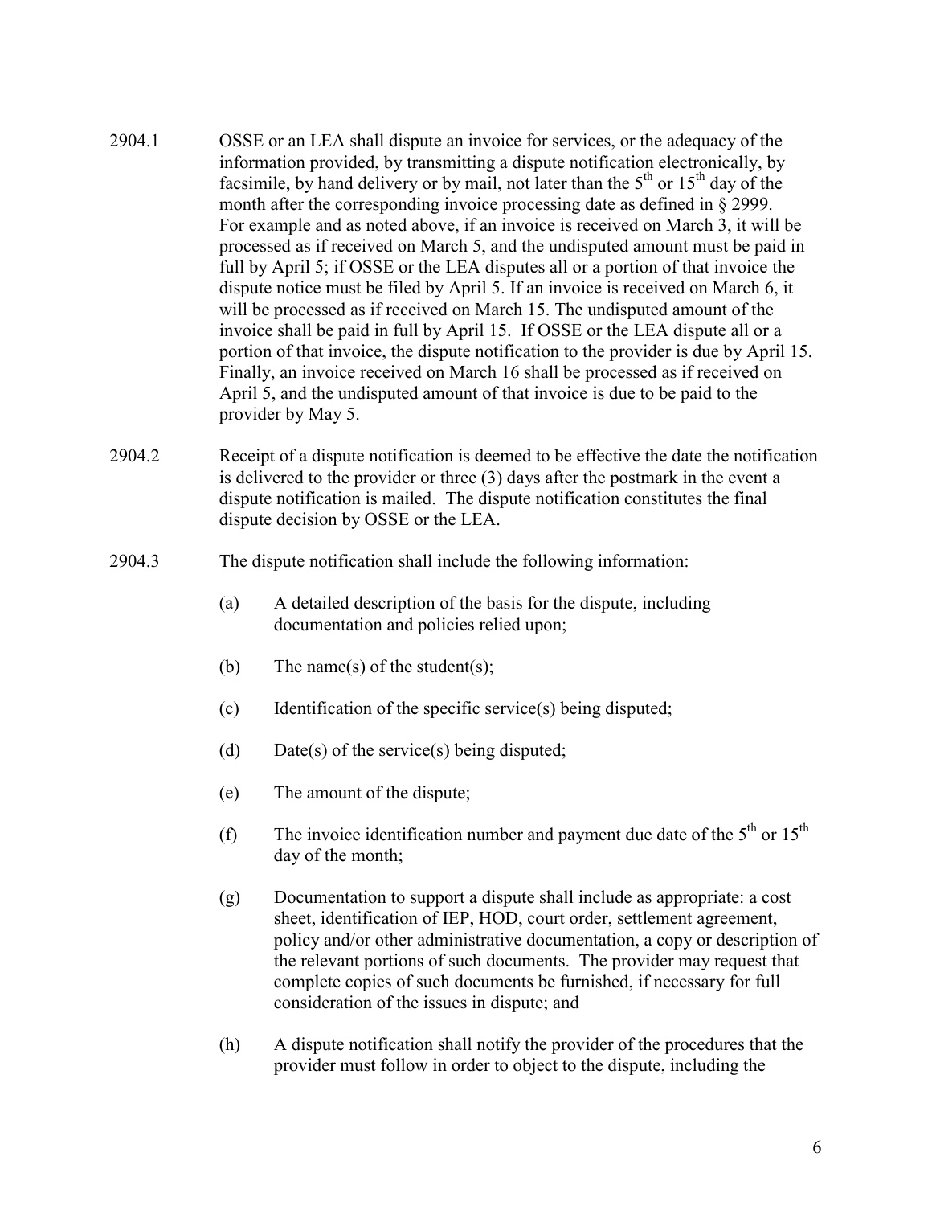2904.1 OSSE or an LEA shall dispute an invoice for services, or the adequacy of the information provided, by transmitting a dispute notification electronically, by facsimile, by hand delivery or by mail, not later than the 5th or 15th day of the month after the corresponding invoice processing date as defined in § 2999. For example and as noted above, if an invoice is received on March 3, it will be processed as if received on March 5, and the undisputed amount must be paid in full by April 5; if OSSE or the LEA disputes all or a portion of that invoice the dispute notice must be filed by April 5. If an invoice is received on March 6, it will be processed as if received on March 15. The undisputed amount of the invoice shall be paid in full by April 15. If OSSE or the LEA dispute all or a portion of that invoice, the dispute notification to the provider is due by April 15. Finally, an invoice received on March 16 shall be processed as if received on April 5, and the undisputed amount of that invoice is due to be paid to the provider by May 5.

2904.2 Receipt of a dispute notification is deemed to be effective the date the notification is delivered to the provider or three (3) days after the postmark in the event a dispute notification is mailed. The dispute notification constitutes the final dispute decision by OSSE or the LEA.

2904.3 The dispute notification shall include the following information:

(a) A detailed description of the basis for the dispute, including documentation and policies relied upon;

(b) The name(s) of the student(s);

(c) Identification of the specific service(s) being disputed;

(d) Date(s) of the service(s) being disputed;

(e) The amount of the dispute;

(f) The invoice identification number and payment due date of the 5th or 15th day of the month;

(g) Documentation to support a dispute shall include as appropriate: a cost sheet, identification of IEP, HOD, court order, settlement agreement, policy and/or other administrative documentation, a copy or description of the relevant portions of such documents. The provider may request that complete copies of such documents be furnished, if necessary for full consideration of the issues in dispute; and

(h) A dispute notification shall notify the provider of the procedures that the provider must follow in order to object to the dispute, including the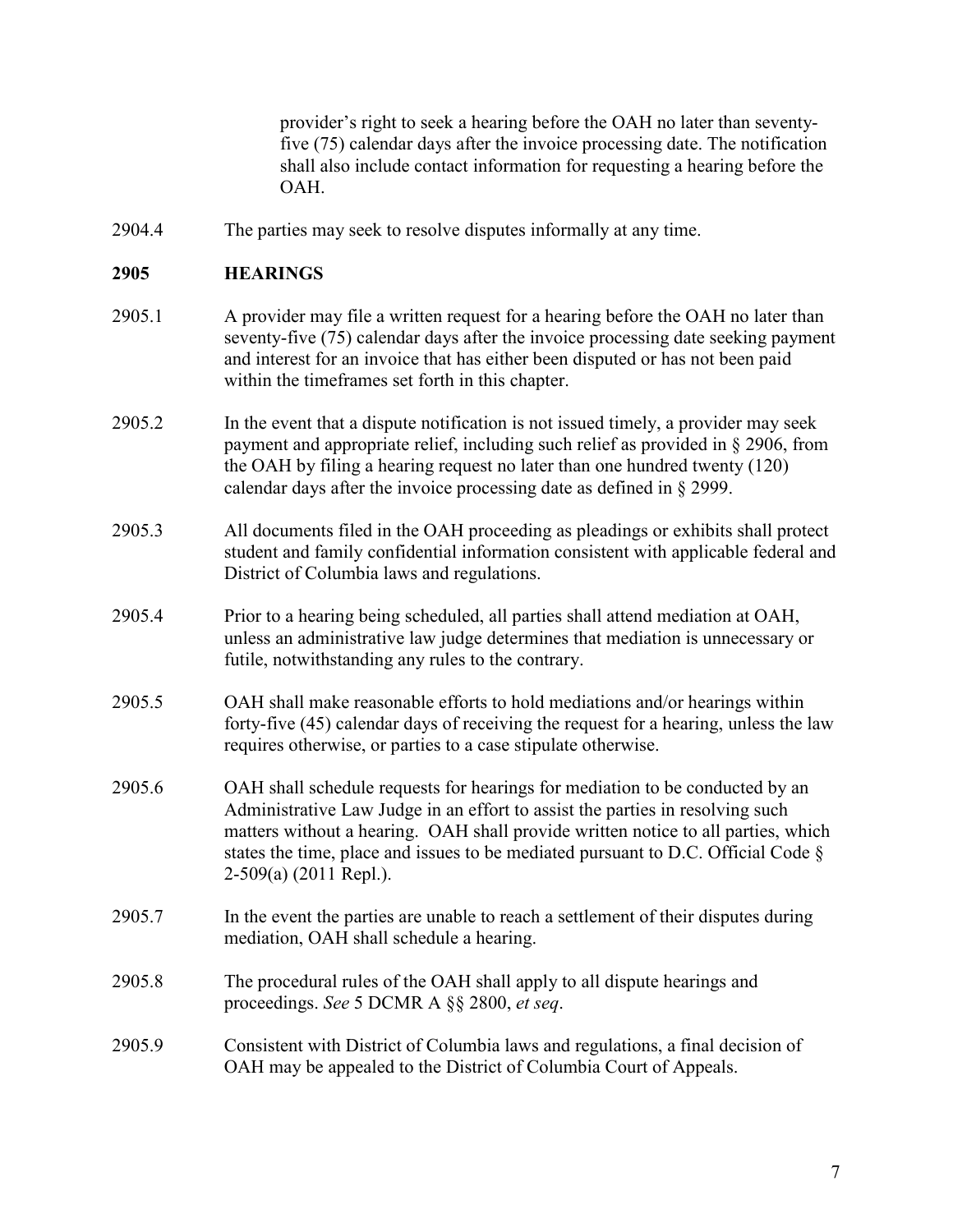provider's right to seek a hearing before the OAH no later than seventy-five (75) calendar days after the invoice processing date. The notification shall also include contact information for requesting a hearing before the OAH.

2904.4 The parties may seek to resolve disputes informally at any time.

**2905 HEARINGS**

2905.1 A provider may file a written request for a hearing before the OAH no later than seventy-five (75) calendar days after the invoice processing date seeking payment and interest for an invoice that has either been disputed or has not been paid within the timeframes set forth in this chapter.

2905.2 In the event that a dispute notification is not issued timely, a provider may seek payment and appropriate relief, including such relief as provided in § 2906, from the OAH by filing a hearing request no later than one hundred twenty (120) calendar days after the invoice processing date as defined in § 2999.

2905.3 All documents filed in the OAH proceeding as pleadings or exhibits shall protect student and family confidential information consistent with applicable federal and District of Columbia laws and regulations.

2905.4 Prior to a hearing being scheduled, all parties shall attend mediation at OAH, unless an administrative law judge determines that mediation is unnecessary or futile, notwithstanding any rules to the contrary.

2905.5 OAH shall make reasonable efforts to hold mediations and/or hearings within forty-five (45) calendar days of receiving the request for a hearing, unless the law requires otherwise, or parties to a case stipulate otherwise.

2905.6 OAH shall schedule requests for hearings for mediation to be conducted by an Administrative Law Judge in an effort to assist the parties in resolving such matters without a hearing. OAH shall provide written notice to all parties, which states the time, place and issues to be mediated pursuant to D.C. Official Code § 2-509(a) (2011 Repl.).

2905.7 In the event the parties are unable to reach a settlement of their disputes during mediation, OAH shall schedule a hearing.

2905.8 The procedural rules of the OAH shall apply to all dispute hearings and proceedings. *See* 5 DCMR A §§ 2800, *et seq*.

2905.9 Consistent with District of Columbia laws and regulations, a final decision of OAH may be appealed to the District of Columbia Court of Appeals.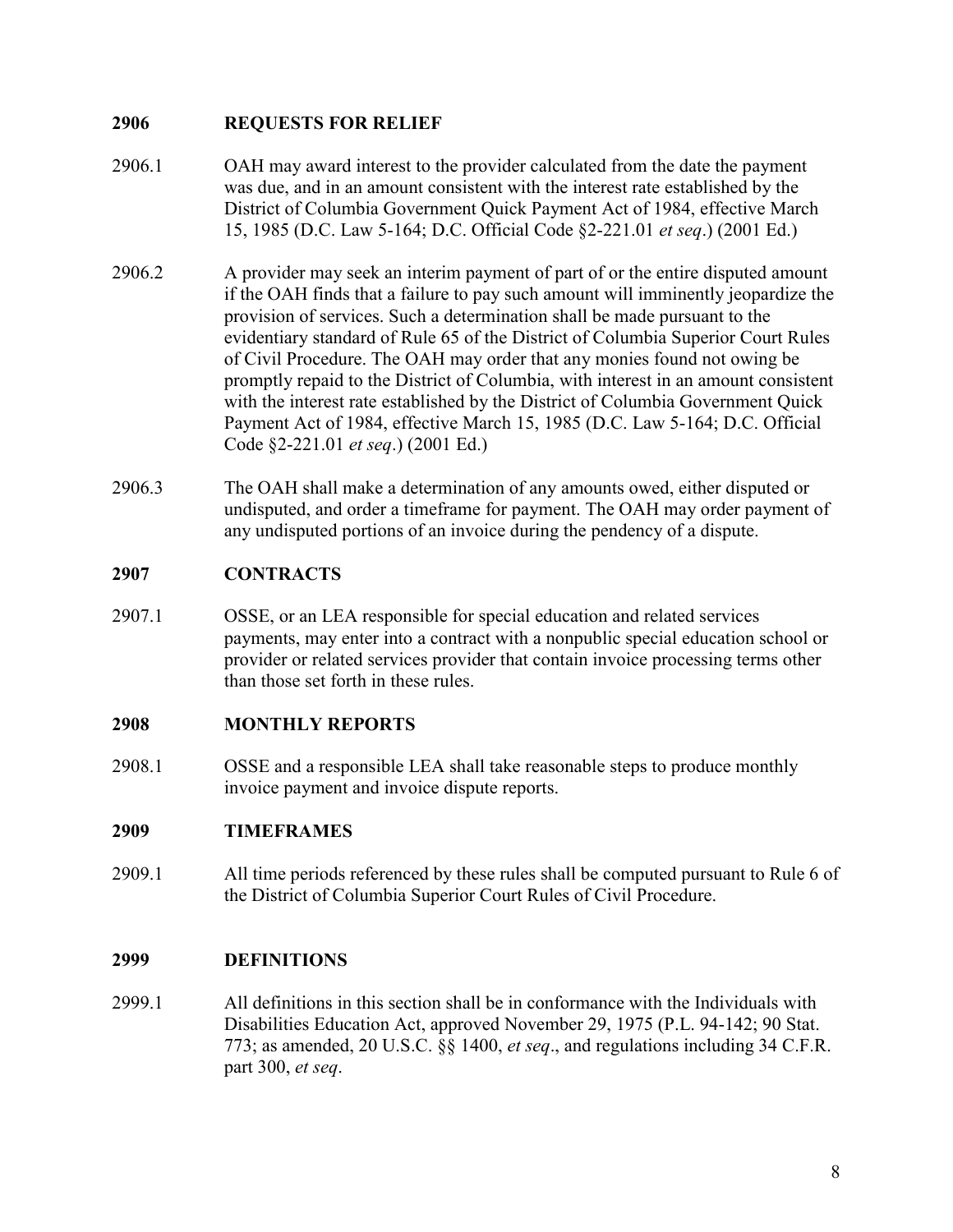## 2906 REQUESTS FOR RELIEF

2906.1 OAH may award interest to the provider calculated from the date the payment was due, and in an amount consistent with the interest rate established by the District of Columbia Government Quick Payment Act of 1984, effective March 15, 1985 (D.C. Law 5-164; D.C. Official Code §2-221.01 *et seq*.) (2001 Ed.)

2906.2 A provider may seek an interim payment of part of or the entire disputed amount if the OAH finds that a failure to pay such amount will imminently jeopardize the provision of services. Such a determination shall be made pursuant to the evidentiary standard of Rule 65 of the District of Columbia Superior Court Rules of Civil Procedure. The OAH may order that any monies found not owing be promptly repaid to the District of Columbia, with interest in an amount consistent with the interest rate established by the District of Columbia Government Quick Payment Act of 1984, effective March 15, 1985 (D.C. Law 5-164; D.C. Official Code §2-221.01 *et seq*.) (2001 Ed.)

2906.3 The OAH shall make a determination of any amounts owed, either disputed or undisputed, and order a timeframe for payment. The OAH may order payment of any undisputed portions of an invoice during the pendency of a dispute.

## 2907 CONTRACTS

2907.1 OSSE, or an LEA responsible for special education and related services payments, may enter into a contract with a nonpublic special education school or provider or related services provider that contain invoice processing terms other than those set forth in these rules.

## 2908 MONTHLY REPORTS

2908.1 OSSE and a responsible LEA shall take reasonable steps to produce monthly invoice payment and invoice dispute reports.

## 2909 TIMEFRAMES

2909.1 All time periods referenced by these rules shall be computed pursuant to Rule 6 of the District of Columbia Superior Court Rules of Civil Procedure.

## 2999 DEFINITIONS

2999.1 All definitions in this section shall be in conformance with the Individuals with Disabilities Education Act, approved November 29, 1975 (P.L. 94-142; 90 Stat. 773; as amended, 20 U.S.C. §§ 1400, *et seq*., and regulations including 34 C.F.R. part 300, *et seq*.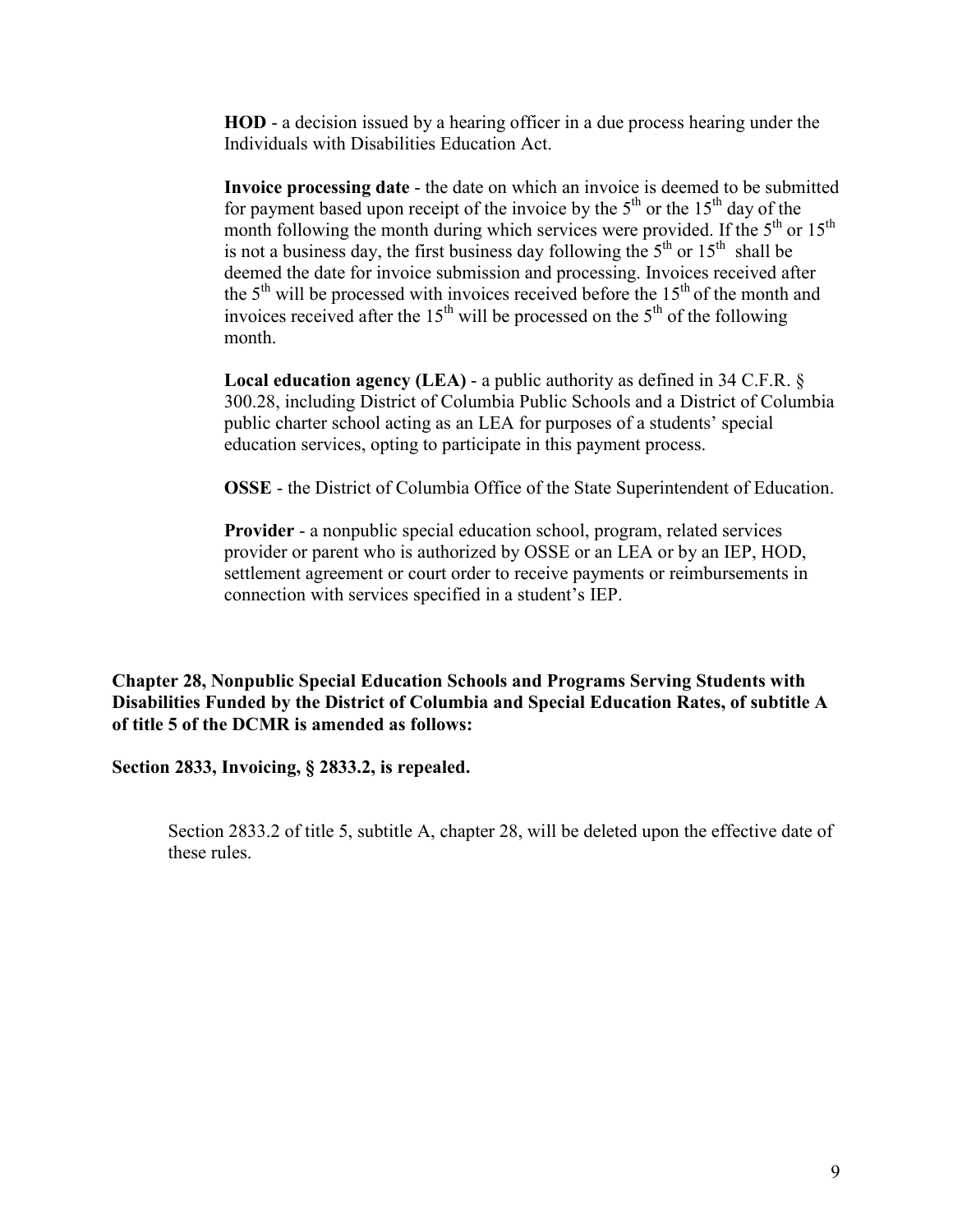**HOD** - a decision issued by a hearing officer in a due process hearing under the Individuals with Disabilities Education Act.

**Invoice processing date** - the date on which an invoice is deemed to be submitted for payment based upon receipt of the invoice by the 5th or the 15th day of the month following the month during which services were provided. If the 5th or 15th is not a business day, the first business day following the 5th or 15th shall be deemed the date for invoice submission and processing. Invoices received after the 5th will be processed with invoices received before the 15th of the month and invoices received after the 15th will be processed on the 5th of the following month.

**Local education agency (LEA)** - a public authority as defined in 34 C.F.R. § 300.28, including District of Columbia Public Schools and a District of Columbia public charter school acting as an LEA for purposes of a students' special education services, opting to participate in this payment process.

**OSSE** - the District of Columbia Office of the State Superintendent of Education.

**Provider** - a nonpublic special education school, program, related services provider or parent who is authorized by OSSE or an LEA or by an IEP, HOD, settlement agreement or court order to receive payments or reimbursements in connection with services specified in a student's IEP.

**Chapter 28, Nonpublic Special Education Schools and Programs Serving Students with Disabilities Funded by the District of Columbia and Special Education Rates, of subtitle A of title 5 of the DCMR is amended as follows:**

**Section 2833, Invoicing, § 2833.2, is repealed.**

Section 2833.2 of title 5, subtitle A, chapter 28, will be deleted upon the effective date of these rules.